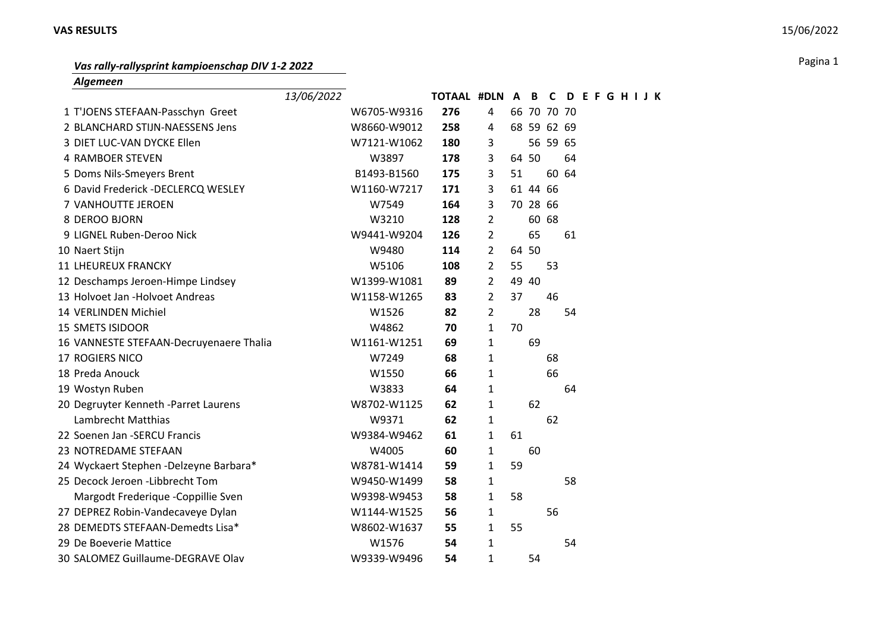**VAS RESULTS** 15/06/2022

***Vas rally-rallysprint kampioenschap DIV 1-2 2022***

***Algemeen***

| | *13/06/2022* | | **TOTAAL** | **#DLN** | **A** | **B** | **C** | **D** | **E** | **F** | **G** | **H** | **I** | **J** | **K** |
|---|---|---|---|---|---|---|---|---|---|---|---|---|---|---|---|
| 1 | T'JOENS STEFAAN-Passchyn Greet | W6705-W9316 | **276** | 4 | 66 | 70 | 70 | 70 | | | | | | | |
| 2 | BLANCHARD STIJN-NAESSENS Jens | W8660-W9012 | **258** | 4 | 68 | 59 | 62 | 69 | | | | | | | |
| 3 | DIET LUC-VAN DYCKE Ellen | W7121-W1062 | **180** | 3 | | 56 | 59 | 65 | | | | | | | |
| 4 | RAMBOER STEVEN | W3897 | **178** | 3 | 64 | 50 | | 64 | | | | | | | |
| 5 | Doms Nils-Smeyers Brent | B1493-B1560 | **175** | 3 | 51 | | 60 | 64 | | | | | | | |
| 6 | David Frederick -DECLERCQ WESLEY | W1160-W7217 | **171** | 3 | 61 | 44 | 66 | | | | | | | | |
| 7 | VANHOUTTE JEROEN | W7549 | **164** | 3 | 70 | 28 | 66 | | | | | | | | |
| 8 | DEROO BJORN | W3210 | **128** | 2 | | 60 | 68 | | | | | | | | |
| 9 | LIGNEL Ruben-Deroo Nick | W9441-W9204 | **126** | 2 | | 65 | | 61 | | | | | | | |
| 10 | Naert Stijn | W9480 | **114** | 2 | 64 | 50 | | | | | | | | | |
| 11 | LHEUREUX FRANCKY | W5106 | **108** | 2 | 55 | | 53 | | | | | | | | |
| 12 | Deschamps Jeroen-Himpe Lindsey | W1399-W1081 | **89** | 2 | 49 | 40 | | | | | | | | | |
| 13 | Holvoet Jan -Holvoet Andreas | W1158-W1265 | **83** | 2 | 37 | | 46 | | | | | | | | |
| 14 | VERLINDEN Michiel | W1526 | **82** | 2 | | 28 | | 54 | | | | | | | |
| 15 | SMETS ISIDOOR | W4862 | **70** | 1 | 70 | | | | | | | | | | |
| 16 | VANNESTE STEFAAN-Decruyenaere Thalia | W1161-W1251 | **69** | 1 | | 69 | | | | | | | | | |
| 17 | ROGIERS NICO | W7249 | **68** | 1 | | | 68 | | | | | | | | |
| 18 | Preda Anouck | W1550 | **66** | 1 | | | 66 | | | | | | | | |
| 19 | Wostyn Ruben | W3833 | **64** | 1 | | | | 64 | | | | | | | |
| 20 | Degruyter Kenneth -Parret Laurens | W8702-W1125 | **62** | 1 | | 62 | | | | | | | | | |
| | Lambrecht Matthias | W9371 | **62** | 1 | | | 62 | | | | | | | | |
| 22 | Soenen Jan -SERCU Francis | W9384-W9462 | **61** | 1 | 61 | | | | | | | | | | |
| 23 | NOTREDAME STEFAAN | W4005 | **60** | 1 | | 60 | | | | | | | | | |
| 24 | Wyckaert Stephen -Delzeyne Barbara* | W8781-W1414 | **59** | 1 | 59 | | | | | | | | | | |
| 25 | Decock Jeroen -Libbrecht Tom | W9450-W1499 | **58** | 1 | | | | 58 | | | | | | | |
| | Margodt Frederique -Coppillie Sven | W9398-W9453 | **58** | 1 | 58 | | | | | | | | | | |
| 27 | DEPREZ Robin-Vandecaveye Dylan | W1144-W1525 | **56** | 1 | | | 56 | | | | | | | | |
| 28 | DEMEDTS STEFAAN-Demedts Lisa* | W8602-W1637 | **55** | 1 | 55 | | | | | | | | | | |
| 29 | De Boeverie Mattice | W1576 | **54** | 1 | | | | 54 | | | | | | | |
| 30 | SALOMEZ Guillaume-DEGRAVE Olav | W9339-W9496 | **54** | 1 | | 54 | | | | | | | | | |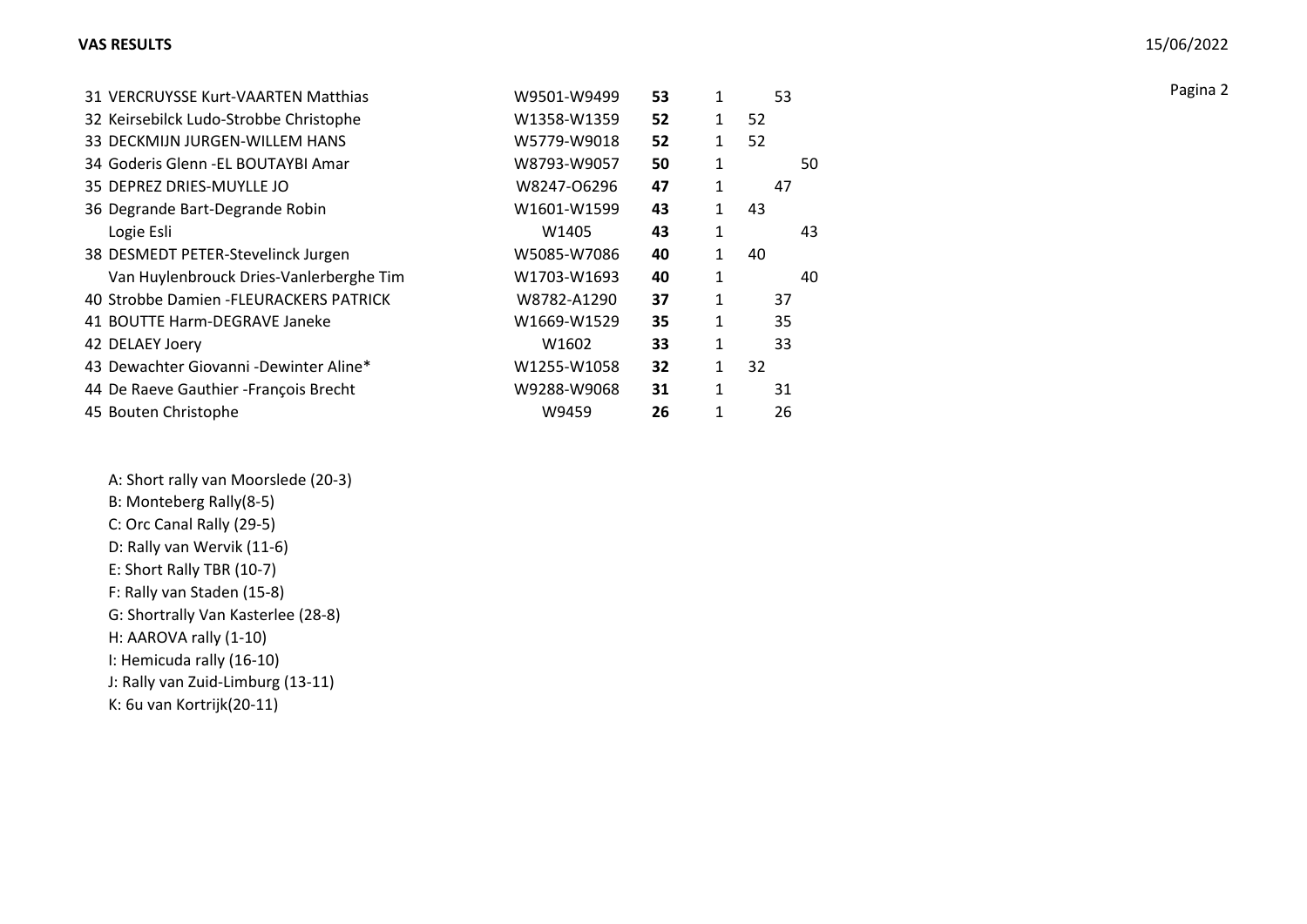| | | | | | | | |
|---|---|---|---|---|---|---|---|
| 31 | VERCRUYSSE Kurt-VAARTEN Matthias | W9501-W9499 | **53** | 1 | | 53 | |
| 32 | Keirsebilck Ludo-Strobbe Christophe | W1358-W1359 | **52** | 1 | 52 | | |
| 33 | DECKMIJN JURGEN-WILLEM HANS | W5779-W9018 | **52** | 1 | 52 | | |
| 34 | Goderis Glenn -EL BOUTAYBI Amar | W8793-W9057 | **50** | 1 | | | 50 |
| 35 | DEPREZ DRIES-MUYLLE JO | W8247-O6296 | **47** | 1 | | 47 | |
| 36 | Degrande Bart-Degrande Robin | W1601-W1599 | **43** | 1 | 43 | | |
| | Logie Esli | W1405 | **43** | 1 | | | 43 |
| 38 | DESMEDT PETER-Stevelinck Jurgen | W5085-W7086 | **40** | 1 | 40 | | |
| | Van Huylenbrouck Dries-Vanlerberghe Tim | W1703-W1693 | **40** | 1 | | | 40 |
| 40 | Strobbe Damien -FLEURACKERS PATRICK | W8782-A1290 | **37** | 1 | | 37 | |
| 41 | BOUTTE Harm-DEGRAVE Janeke | W1669-W1529 | **35** | 1 | | 35 | |
| 42 | DELAEY Joery | W1602 | **33** | 1 | | 33 | |
| 43 | Dewachter Giovanni -Dewinter Aline* | W1255-W1058 | **32** | 1 | 32 | | |
| 44 | De Raeve Gauthier -François Brecht | W9288-W9068 | **31** | 1 | | 31 | |
| 45 | Bouten Christophe | W9459 | **26** | 1 | | 26 | |

A: Short rally van Moorslede (20-3)
B: Monteberg Rally(8-5)
C: Orc Canal Rally (29-5)
D: Rally van Wervik (11-6)
E: Short Rally TBR (10-7)
F: Rally van Staden (15-8)
G: Shortrally Van Kasterlee (28-8)
H: AAROVA rally (1-10)
I: Hemicuda rally (16-10)
J: Rally van Zuid-Limburg (13-11)
K: 6u van Kortrijk(20-11)